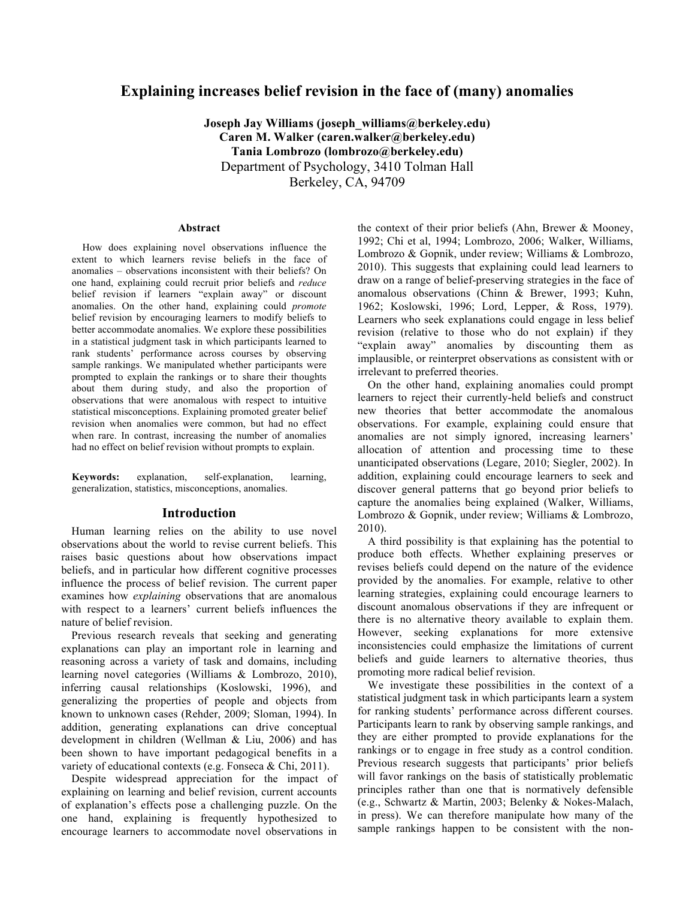# Explaining increases belief revision in the face of (many) anomalies

**Joseph Jay Williams (joseph_williams@berkeley.edu)**
**Caren M. Walker (caren.walker@berkeley.edu)**
**Tania Lombrozo (lombrozo@berkeley.edu)**
Department of Psychology, 3410 Tolman Hall
Berkeley, CA, 94709

## Abstract

How does explaining novel observations influence the extent to which learners revise beliefs in the face of anomalies – observations inconsistent with their beliefs? On one hand, explaining could recruit prior beliefs and *reduce* belief revision if learners "explain away" or discount anomalies. On the other hand, explaining could *promote* belief revision by encouraging learners to modify beliefs to better accommodate anomalies. We explore these possibilities in a statistical judgment task in which participants learned to rank students' performance across courses by observing sample rankings. We manipulated whether participants were prompted to explain the rankings or to share their thoughts about them during study, and also the proportion of observations that were anomalous with respect to intuitive statistical misconceptions. Explaining promoted greater belief revision when anomalies were common, but had no effect when rare. In contrast, increasing the number of anomalies had no effect on belief revision without prompts to explain.

**Keywords:** explanation, self-explanation, learning, generalization, statistics, misconceptions, anomalies.

## Introduction

Human learning relies on the ability to use novel observations about the world to revise current beliefs. This raises basic questions about how observations impact beliefs, and in particular how different cognitive processes influence the process of belief revision. The current paper examines how *explaining* observations that are anomalous with respect to a learners' current beliefs influences the nature of belief revision.

Previous research reveals that seeking and generating explanations can play an important role in learning and reasoning across a variety of task and domains, including learning novel categories (Williams & Lombrozo, 2010), inferring causal relationships (Koslowski, 1996), and generalizing the properties of people and objects from known to unknown cases (Rehder, 2009; Sloman, 1994). In addition, generating explanations can drive conceptual development in children (Wellman & Liu, 2006) and has been shown to have important pedagogical benefits in a variety of educational contexts (e.g. Fonseca & Chi, 2011).

Despite widespread appreciation for the impact of explaining on learning and belief revision, current accounts of explanation's effects pose a challenging puzzle. On the one hand, explaining is frequently hypothesized to encourage learners to accommodate novel observations in the context of their prior beliefs (Ahn, Brewer & Mooney, 1992; Chi et al, 1994; Lombrozo, 2006; Walker, Williams, Lombrozo & Gopnik, under review; Williams & Lombrozo, 2010). This suggests that explaining could lead learners to draw on a range of belief-preserving strategies in the face of anomalous observations (Chinn & Brewer, 1993; Kuhn, 1962; Koslowski, 1996; Lord, Lepper, & Ross, 1979). Learners who seek explanations could engage in less belief revision (relative to those who do not explain) if they "explain away" anomalies by discounting them as implausible, or reinterpret observations as consistent with or irrelevant to preferred theories.

On the other hand, explaining anomalies could prompt learners to reject their currently-held beliefs and construct new theories that better accommodate the anomalous observations. For example, explaining could ensure that anomalies are not simply ignored, increasing learners' allocation of attention and processing time to these unanticipated observations (Legare, 2010; Siegler, 2002). In addition, explaining could encourage learners to seek and discover general patterns that go beyond prior beliefs to capture the anomalies being explained (Walker, Williams, Lombrozo & Gopnik, under review; Williams & Lombrozo, 2010).

A third possibility is that explaining has the potential to produce both effects. Whether explaining preserves or revises beliefs could depend on the nature of the evidence provided by the anomalies. For example, relative to other learning strategies, explaining could encourage learners to discount anomalous observations if they are infrequent or there is no alternative theory available to explain them. However, seeking explanations for more extensive inconsistencies could emphasize the limitations of current beliefs and guide learners to alternative theories, thus promoting more radical belief revision.

We investigate these possibilities in the context of a statistical judgment task in which participants learn a system for ranking students' performance across different courses. Participants learn to rank by observing sample rankings, and they are either prompted to provide explanations for the rankings or to engage in free study as a control condition. Previous research suggests that participants' prior beliefs will favor rankings on the basis of statistically problematic principles rather than one that is normatively defensible (e.g., Schwartz & Martin, 2003; Belenky & Nokes-Malach, in press). We can therefore manipulate how many of the sample rankings happen to be consistent with the non-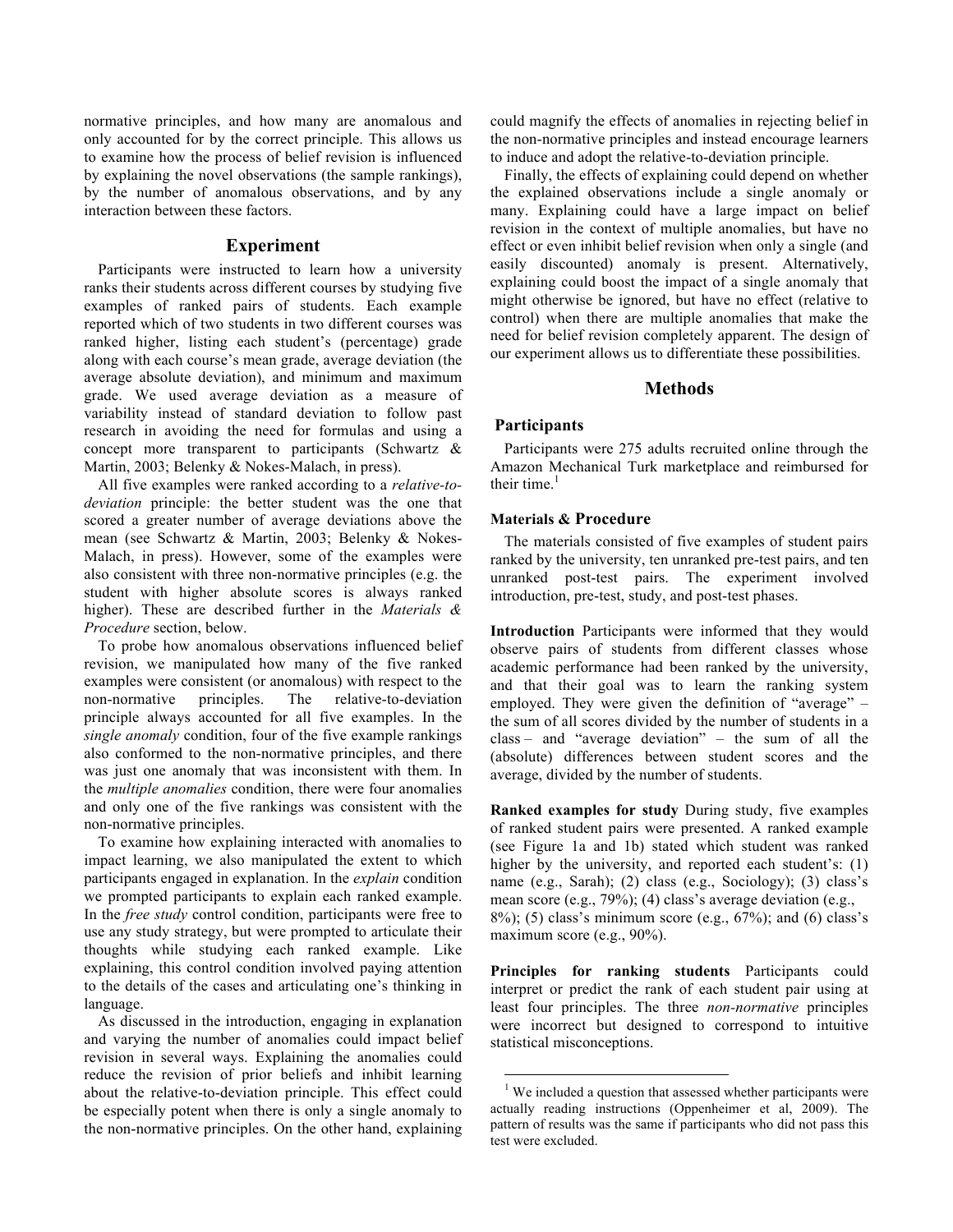normative principles, and how many are anomalous and only accounted for by the correct principle. This allows us to examine how the process of belief revision is influenced by explaining the novel observations (the sample rankings), by the number of anomalous observations, and by any interaction between these factors.

## Experiment

Participants were instructed to learn how a university ranks their students across different courses by studying five examples of ranked pairs of students. Each example reported which of two students in two different courses was ranked higher, listing each student's (percentage) grade along with each course's mean grade, average deviation (the average absolute deviation), and minimum and maximum grade. We used average deviation as a measure of variability instead of standard deviation to follow past research in avoiding the need for formulas and using a concept more transparent to participants (Schwartz & Martin, 2003; Belenky & Nokes-Malach, in press).

All five examples were ranked according to a *relative-to-deviation* principle: the better student was the one that scored a greater number of average deviations above the mean (see Schwartz & Martin, 2003; Belenky & Nokes-Malach, in press). However, some of the examples were also consistent with three non-normative principles (e.g. the student with higher absolute scores is always ranked higher). These are described further in the *Materials & Procedure* section, below.

To probe how anomalous observations influenced belief revision, we manipulated how many of the five ranked examples were consistent (or anomalous) with respect to the non-normative principles. The relative-to-deviation principle always accounted for all five examples. In the *single anomaly* condition, four of the five example rankings also conformed to the non-normative principles, and there was just one anomaly that was inconsistent with them. In the *multiple anomalies* condition, there were four anomalies and only one of the five rankings was consistent with the non-normative principles.

To examine how explaining interacted with anomalies to impact learning, we also manipulated the extent to which participants engaged in explanation. In the *explain* condition we prompted participants to explain each ranked example. In the *free study* control condition, participants were free to use any study strategy, but were prompted to articulate their thoughts while studying each ranked example. Like explaining, this control condition involved paying attention to the details of the cases and articulating one's thinking in language.

As discussed in the introduction, engaging in explanation and varying the number of anomalies could impact belief revision in several ways. Explaining the anomalies could reduce the revision of prior beliefs and inhibit learning about the relative-to-deviation principle. This effect could be especially potent when there is only a single anomaly to the non-normative principles. On the other hand, explaining could magnify the effects of anomalies in rejecting belief in the non-normative principles and instead encourage learners to induce and adopt the relative-to-deviation principle.

Finally, the effects of explaining could depend on whether the explained observations include a single anomaly or many. Explaining could have a large impact on belief revision in the context of multiple anomalies, but have no effect or even inhibit belief revision when only a single (and easily discounted) anomaly is present. Alternatively, explaining could boost the impact of a single anomaly that might otherwise be ignored, but have no effect (relative to control) when there are multiple anomalies that make the need for belief revision completely apparent. The design of our experiment allows us to differentiate these possibilities.

## Methods

### Participants

Participants were 275 adults recruited online through the Amazon Mechanical Turk marketplace and reimbursed for their time.[1]

### Materials & Procedure

The materials consisted of five examples of student pairs ranked by the university, ten unranked pre-test pairs, and ten unranked post-test pairs. The experiment involved introduction, pre-test, study, and post-test phases.

**Introduction** Participants were informed that they would observe pairs of students from different classes whose academic performance had been ranked by the university, and that their goal was to learn the ranking system employed. They were given the definition of "average" – the sum of all scores divided by the number of students in a class – and "average deviation" – the sum of all the (absolute) differences between student scores and the average, divided by the number of students.

**Ranked examples for study** During study, five examples of ranked student pairs were presented. A ranked example (see Figure 1a and 1b) stated which student was ranked higher by the university, and reported each student's: (1) name (e.g., Sarah); (2) class (e.g., Sociology); (3) class's mean score (e.g., 79%); (4) class's average deviation (e.g., 8%); (5) class's minimum score (e.g., 67%); and (6) class's maximum score (e.g., 90%).

**Principles for ranking students** Participants could interpret or predict the rank of each student pair using at least four principles. The three *non-normative* principles were incorrect but designed to correspond to intuitive statistical misconceptions.

[1] We included a question that assessed whether participants were actually reading instructions (Oppenheimer et al, 2009). The pattern of results was the same if participants who did not pass this test were excluded.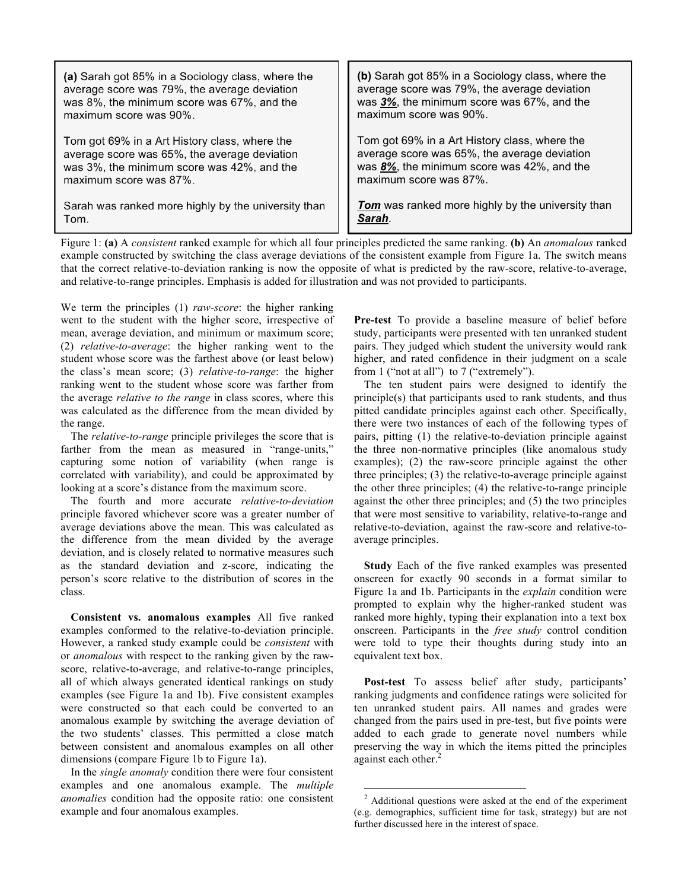**(a)** Sarah got 85% in a Sociology class, where the average score was 79%, the average deviation was 8%, the minimum score was 67%, and the maximum score was 90%.

Tom got 69% in a Art History class, where the average score was 65%, the average deviation was 3%, the minimum score was 42%, and the maximum score was 87%.

Sarah was ranked more highly by the university than Tom.

**(b)** Sarah got 85% in a Sociology class, where the average score was 79%, the average deviation was ***3%***, the minimum score was 67%, and the maximum score was 90%.

Tom got 69% in a Art History class, where the average score was 65%, the average deviation was ***8%***, the minimum score was 42%, and the maximum score was 87%.

***Tom*** was ranked more highly by the university than ***Sarah***.

Figure 1: **(a)** A *consistent* ranked example for which all four principles predicted the same ranking. **(b)** An *anomalous* ranked example constructed by switching the class average deviations of the consistent example from Figure 1a. The switch means that the correct relative-to-deviation ranking is now the opposite of what is predicted by the raw-score, relative-to-average, and relative-to-range principles. Emphasis is added for illustration and was not provided to participants.

We term the principles (1) *raw-score*: the higher ranking went to the student with the higher score, irrespective of mean, average deviation, and minimum or maximum score; (2) *relative-to-average*: the higher ranking went to the student whose score was the farthest above (or least below) the class's mean score; (3) *relative-to-range*: the higher ranking went to the student whose score was farther from the average *relative to the range* in class scores, where this was calculated as the difference from the mean divided by the range.

The *relative-to-range* principle privileges the score that is farther from the mean as measured in "range-units," capturing some notion of variability (when range is correlated with variability), and could be approximated by looking at a score's distance from the maximum score.

The fourth and more accurate *relative-to-deviation* principle favored whichever score was a greater number of average deviations above the mean. This was calculated as the difference from the mean divided by the average deviation, and is closely related to normative measures such as the standard deviation and *z*-score, indicating the person's score relative to the distribution of scores in the class.

**Consistent vs. anomalous examples** All five ranked examples conformed to the relative-to-deviation principle. However, a ranked study example could be *consistent* with or *anomalous* with respect to the ranking given by the raw-score, relative-to-average, and relative-to-range principles, all of which always generated identical rankings on study examples (see Figure 1a and 1b). Five consistent examples were constructed so that each could be converted to an anomalous example by switching the average deviation of the two students' classes. This permitted a close match between consistent and anomalous examples on all other dimensions (compare Figure 1b to Figure 1a).

In the *single anomaly* condition there were four consistent examples and one anomalous example. The *multiple anomalies* condition had the opposite ratio: one consistent example and four anomalous examples.

**Pre-test** To provide a baseline measure of belief before study, participants were presented with ten unranked student pairs. They judged which student the university would rank higher, and rated confidence in their judgment on a scale from 1 ("not at all") to 7 ("extremely").

The ten student pairs were designed to identify the principle(s) that participants used to rank students, and thus pitted candidate principles against each other. Specifically, there were two instances of each of the following types of pairs, pitting (1) the relative-to-deviation principle against the three non-normative principles (like anomalous study examples); (2) the raw-score principle against the other three principles; (3) the relative-to-average principle against the other three principles; (4) the relative-to-range principle against the other three principles; and (5) the two principles that were most sensitive to variability, relative-to-range and relative-to-deviation, against the raw-score and relative-to-average principles.

**Study** Each of the five ranked examples was presented onscreen for exactly 90 seconds in a format similar to Figure 1a and 1b. Participants in the *explain* condition were prompted to explain why the higher-ranked student was ranked more highly, typing their explanation into a text box onscreen. Participants in the *free study* control condition were told to type their thoughts during study into an equivalent text box.

**Post-test** To assess belief after study, participants' ranking judgments and confidence ratings were solicited for ten unranked student pairs. All names and grades were changed from the pairs used in pre-test, but five points were added to each grade to generate novel numbers while preserving the way in which the items pitted the principles against each other.[2]

[2] Additional questions were asked at the end of the experiment (e.g. demographics, sufficient time for task, strategy) but are not further discussed here in the interest of space.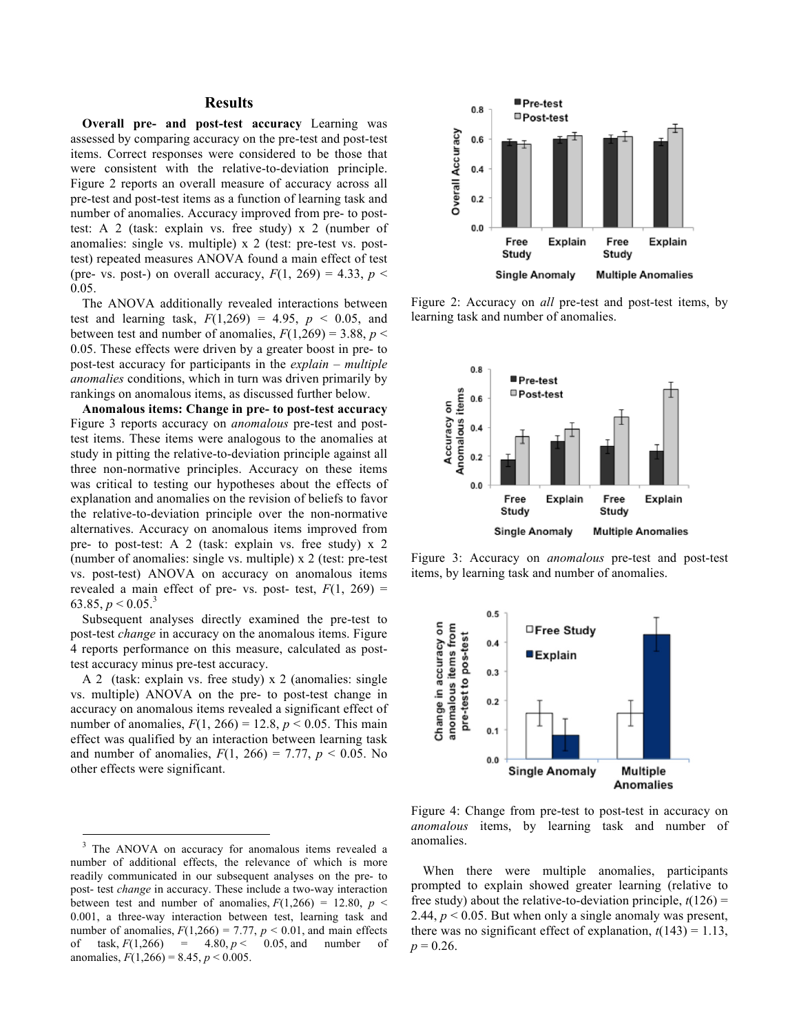## Results

**Overall pre- and post-test accuracy** Learning was assessed by comparing accuracy on the pre-test and post-test items. Correct responses were considered to be those that were consistent with the relative-to-deviation principle. Figure 2 reports an overall measure of accuracy across all pre-test and post-test items as a function of learning task and number of anomalies. Accuracy improved from pre- to post-test: A 2 (task: explain vs. free study) x 2 (number of anomalies: single vs. multiple) x 2 (test: pre-test vs. post-test) repeated measures ANOVA found a main effect of test (pre- vs. post-) on overall accuracy, $F(1, 269) = 4.33$, $p < 0.05$.

The ANOVA additionally revealed interactions between test and learning task, $F(1,269) = 4.95$, $p < 0.05$, and between test and number of anomalies, $F(1,269) = 3.88$, $p < 0.05$. These effects were driven by a greater boost in pre- to post-test accuracy for participants in the *explain – multiple anomalies* conditions, which in turn was driven primarily by rankings on anomalous items, as discussed further below.

**Anomalous items: Change in pre- to post-test accuracy** Figure 3 reports accuracy on *anomalous* pre-test and post-test items. These items were analogous to the anomalies at study in pitting the relative-to-deviation principle against all three non-normative principles. Accuracy on these items was critical to testing our hypotheses about the effects of explanation and anomalies on the revision of beliefs to favor the relative-to-deviation principle over the non-normative alternatives. Accuracy on anomalous items improved from pre- to post-test: A 2 (task: explain vs. free study) x 2 (number of anomalies: single vs. multiple) x 2 (test: pre-test vs. post-test) ANOVA on accuracy on anomalous items revealed a main effect of pre- vs. post- test, $F(1, 269) = 63.85$, $p < 0.05$.[3]

Subsequent analyses directly examined the pre-test to post-test *change* in accuracy on the anomalous items. Figure 4 reports performance on this measure, calculated as post-test accuracy minus pre-test accuracy.

A 2 (task: explain vs. free study) x 2 (anomalies: single vs. multiple) ANOVA on the pre- to post-test change in accuracy on anomalous items revealed a significant effect of number of anomalies, $F(1, 266) = 12.8$, $p < 0.05$. This main effect was qualified by an interaction between learning task and number of anomalies, $F(1, 266) = 7.77$, $p < 0.05$. No other effects were significant.

Figure 2: Accuracy on *all* pre-test and post-test items, by learning task and number of anomalies.

Figure 3: Accuracy on *anomalous* pre-test and post-test items, by learning task and number of anomalies.

Figure 4: Change from pre-test to post-test in accuracy on *anomalous* items, by learning task and number of anomalies.

When there were multiple anomalies, participants prompted to explain showed greater learning (relative to free study) about the relative-to-deviation principle, $t(126) = 2.44$, $p < 0.05$. But when only a single anomaly was present, there was no significant effect of explanation, $t(143) = 1.13$, $p = 0.26$.

---

[3] The ANOVA on accuracy for anomalous items revealed a number of additional effects, the relevance of which is more readily communicated in our subsequent analyses on the pre- to post- test *change* in accuracy. These include a two-way interaction between test and number of anomalies, $F(1,266) = 12.80$, $p < 0.001$, a three-way interaction between test, learning task and number of anomalies, $F(1,266) = 7.77$, $p < 0.01$, and main effects of task, $F(1,266) = 4.80$, $p < 0.05$, and number of anomalies, $F(1,266) = 8.45$, $p < 0.005$.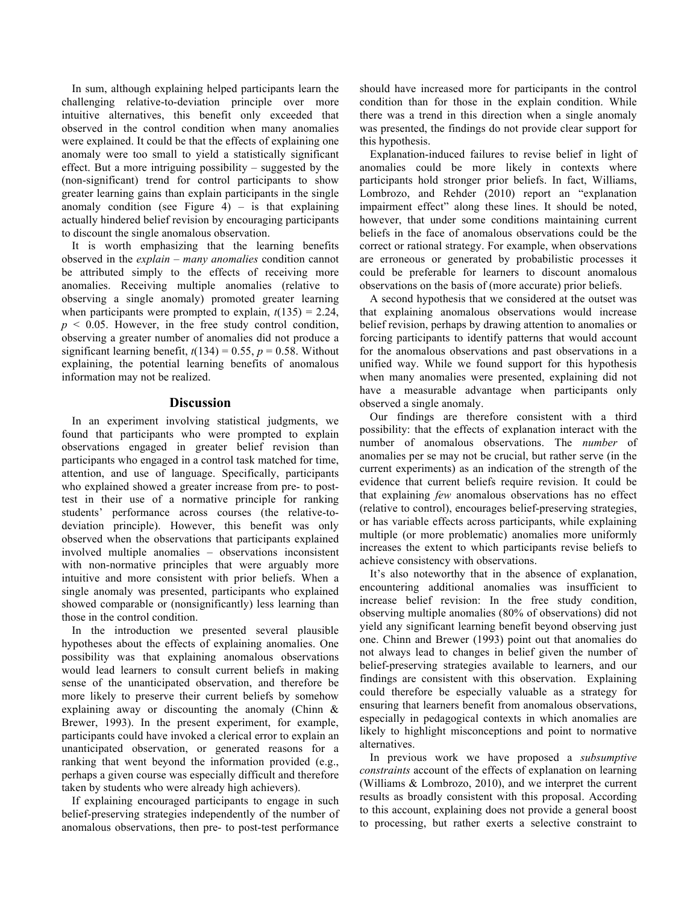In sum, although explaining helped participants learn the challenging relative-to-deviation principle over more intuitive alternatives, this benefit only exceeded that observed in the control condition when many anomalies were explained. It could be that the effects of explaining one anomaly were too small to yield a statistically significant effect. But a more intriguing possibility – suggested by the (non-significant) trend for control participants to show greater learning gains than explain participants in the single anomaly condition (see Figure 4) – is that explaining actually hindered belief revision by encouraging participants to discount the single anomalous observation.

It is worth emphasizing that the learning benefits observed in the *explain – many anomalies* condition cannot be attributed simply to the effects of receiving more anomalies. Receiving multiple anomalies (relative to observing a single anomaly) promoted greater learning when participants were prompted to explain, $t(135) = 2.24$, $p < 0.05$. However, in the free study control condition, observing a greater number of anomalies did not produce a significant learning benefit, $t(134) = 0.55$, $p = 0.58$. Without explaining, the potential learning benefits of anomalous information may not be realized.

## Discussion

In an experiment involving statistical judgments, we found that participants who were prompted to explain observations engaged in greater belief revision than participants who engaged in a control task matched for time, attention, and use of language. Specifically, participants who explained showed a greater increase from pre- to post-test in their use of a normative principle for ranking students' performance across courses (the relative-to-deviation principle). However, this benefit was only observed when the observations that participants explained involved multiple anomalies – observations inconsistent with non-normative principles that were arguably more intuitive and more consistent with prior beliefs. When a single anomaly was presented, participants who explained showed comparable or (nonsignificantly) less learning than those in the control condition.

In the introduction we presented several plausible hypotheses about the effects of explaining anomalies. One possibility was that explaining anomalous observations would lead learners to consult current beliefs in making sense of the unanticipated observation, and therefore be more likely to preserve their current beliefs by somehow explaining away or discounting the anomaly (Chinn & Brewer, 1993). In the present experiment, for example, participants could have invoked a clerical error to explain an unanticipated observation, or generated reasons for a ranking that went beyond the information provided (e.g., perhaps a given course was especially difficult and therefore taken by students who were already high achievers).

If explaining encouraged participants to engage in such belief-preserving strategies independently of the number of anomalous observations, then pre- to post-test performance should have increased more for participants in the control condition than for those in the explain condition. While there was a trend in this direction when a single anomaly was presented, the findings do not provide clear support for this hypothesis.

Explanation-induced failures to revise belief in light of anomalies could be more likely in contexts where participants hold stronger prior beliefs. In fact, Williams, Lombrozo, and Rehder (2010) report an "explanation impairment effect" along these lines. It should be noted, however, that under some conditions maintaining current beliefs in the face of anomalous observations could be the correct or rational strategy. For example, when observations are erroneous or generated by probabilistic processes it could be preferable for learners to discount anomalous observations on the basis of (more accurate) prior beliefs.

A second hypothesis that we considered at the outset was that explaining anomalous observations would increase belief revision, perhaps by drawing attention to anomalies or forcing participants to identify patterns that would account for the anomalous observations and past observations in a unified way. While we found support for this hypothesis when many anomalies were presented, explaining did not have a measurable advantage when participants only observed a single anomaly.

Our findings are therefore consistent with a third possibility: that the effects of explanation interact with the number of anomalous observations. The *number* of anomalies per se may not be crucial, but rather serve (in the current experiments) as an indication of the strength of the evidence that current beliefs require revision. It could be that explaining *few* anomalous observations has no effect (relative to control), encourages belief-preserving strategies, or has variable effects across participants, while explaining multiple (or more problematic) anomalies more uniformly increases the extent to which participants revise beliefs to achieve consistency with observations.

It's also noteworthy that in the absence of explanation, encountering additional anomalies was insufficient to increase belief revision: In the free study condition, observing multiple anomalies (80% of observations) did not yield any significant learning benefit beyond observing just one. Chinn and Brewer (1993) point out that anomalies do not always lead to changes in belief given the number of belief-preserving strategies available to learners, and our findings are consistent with this observation. Explaining could therefore be especially valuable as a strategy for ensuring that learners benefit from anomalous observations, especially in pedagogical contexts in which anomalies are likely to highlight misconceptions and point to normative alternatives.

In previous work we have proposed a *subsumptive constraints* account of the effects of explanation on learning (Williams & Lombrozo, 2010), and we interpret the current results as broadly consistent with this proposal. According to this account, explaining does not provide a general boost to processing, but rather exerts a selective constraint to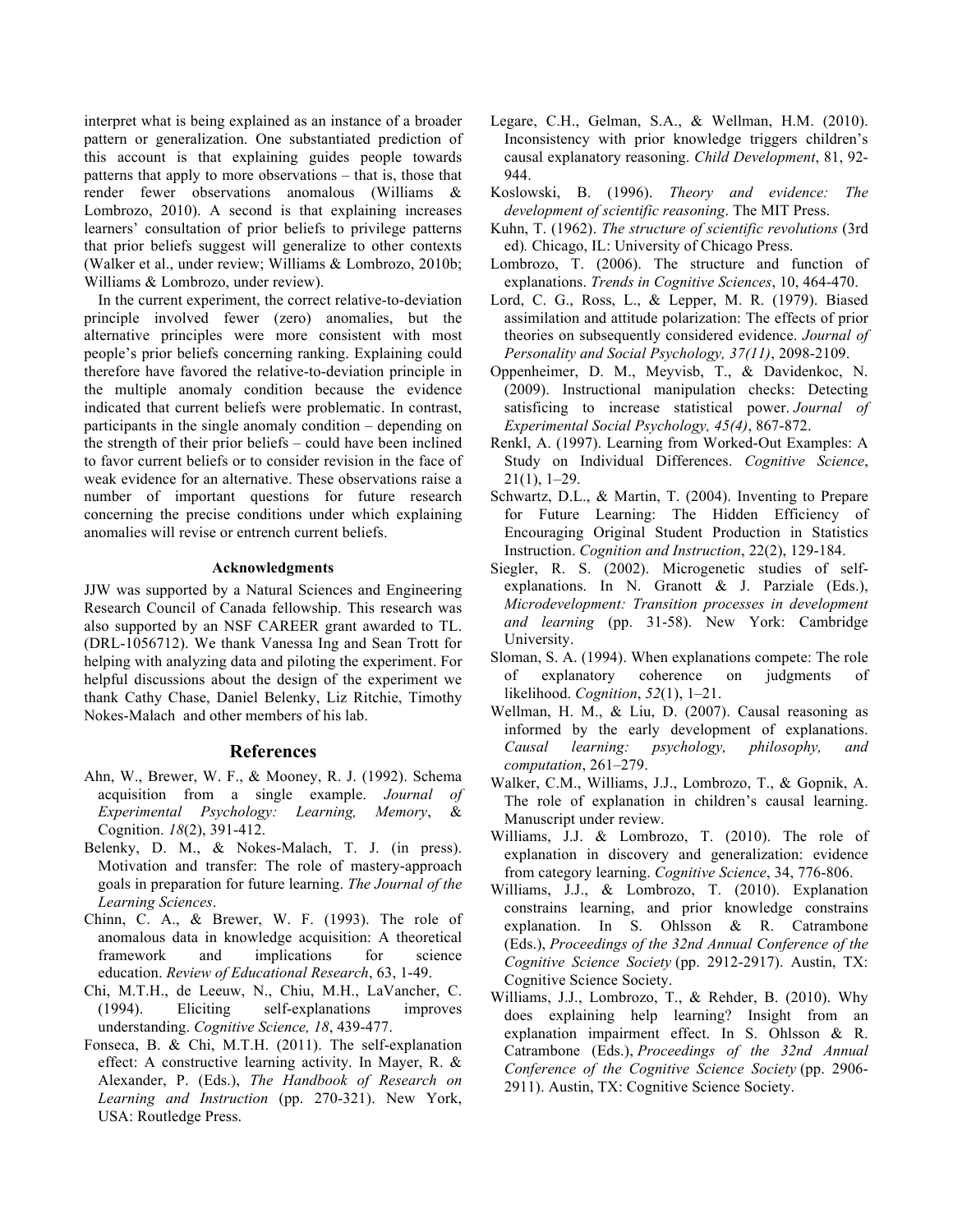interpret what is being explained as an instance of a broader pattern or generalization. One substantiated prediction of this account is that explaining guides people towards patterns that apply to more observations – that is, those that render fewer observations anomalous (Williams & Lombrozo, 2010). A second is that explaining increases learners' consultation of prior beliefs to privilege patterns that prior beliefs suggest will generalize to other contexts (Walker et al., under review; Williams & Lombrozo, 2010b; Williams & Lombrozo, under review).

In the current experiment, the correct relative-to-deviation principle involved fewer (zero) anomalies, but the alternative principles were more consistent with most people's prior beliefs concerning ranking. Explaining could therefore have favored the relative-to-deviation principle in the multiple anomaly condition because the evidence indicated that current beliefs were problematic. In contrast, participants in the single anomaly condition – depending on the strength of their prior beliefs – could have been inclined to favor current beliefs or to consider revision in the face of weak evidence for an alternative. These observations raise a number of important questions for future research concerning the precise conditions under which explaining anomalies will revise or entrench current beliefs.

### Acknowledgments

JJW was supported by a Natural Sciences and Engineering Research Council of Canada fellowship. This research was also supported by an NSF CAREER grant awarded to TL. (DRL-1056712). We thank Vanessa Ing and Sean Trott for helping with analyzing data and piloting the experiment. For helpful discussions about the design of the experiment we thank Cathy Chase, Daniel Belenky, Liz Ritchie, Timothy Nokes-Malach and other members of his lab.

## References

Ahn, W., Brewer, W. F., & Mooney, R. J. (1992). Schema acquisition from a single example. *Journal of Experimental Psychology: Learning, Memory*, & Cognition. *18*(2), 391-412.

Belenky, D. M., & Nokes-Malach, T. J. (in press). Motivation and transfer: The role of mastery-approach goals in preparation for future learning. *The Journal of the Learning Sciences*.

Chinn, C. A., & Brewer, W. F. (1993). The role of anomalous data in knowledge acquisition: A theoretical framework and implications for science education. *Review of Educational Research*, 63, 1-49.

Chi, M.T.H., de Leeuw, N., Chiu, M.H., LaVancher, C. (1994). Eliciting self-explanations improves understanding. *Cognitive Science, 18*, 439-477.

Fonseca, B. & Chi, M.T.H. (2011). The self-explanation effect: A constructive learning activity. In Mayer, R. & Alexander, P. (Eds.), *The Handbook of Research on Learning and Instruction* (pp. 270-321). New York, USA: Routledge Press.

Legare, C.H., Gelman, S.A., & Wellman, H.M. (2010). Inconsistency with prior knowledge triggers children's causal explanatory reasoning. *Child Development*, 81, 92-944.

Koslowski, B. (1996). *Theory and evidence: The development of scientific reasoning*. The MIT Press.

Kuhn, T. (1962). *The structure of scientific revolutions* (3rd ed)*.* Chicago, IL: University of Chicago Press.

Lombrozo, T. (2006). The structure and function of explanations. *Trends in Cognitive Sciences*, 10, 464-470.

Lord, C. G., Ross, L., & Lepper, M. R. (1979). Biased assimilation and attitude polarization: The effects of prior theories on subsequently considered evidence. *Journal of Personality and Social Psychology, 37(11)*, 2098-2109.

Oppenheimer, D. M., Meyvisb, T., & Davidenkoc, N. (2009). Instructional manipulation checks: Detecting satisficing to increase statistical power. *Journal of Experimental Social Psychology, 45(4)*, 867-872.

Renkl, A. (1997). Learning from Worked-Out Examples: A Study on Individual Differences. *Cognitive Science*, 21(1), 1–29.

Schwartz, D.L., & Martin, T. (2004). Inventing to Prepare for Future Learning: The Hidden Efficiency of Encouraging Original Student Production in Statistics Instruction. *Cognition and Instruction*, 22(2), 129-184.

Siegler, R. S. (2002). Microgenetic studies of self-explanations. In N. Granott & J. Parziale (Eds.), *Microdevelopment: Transition processes in development and learning* (pp. 31-58). New York: Cambridge University.

Sloman, S. A. (1994). When explanations compete: The role of explanatory coherence on judgments of likelihood. *Cognition*, *52*(1), 1–21.

Wellman, H. M., & Liu, D. (2007). Causal reasoning as informed by the early development of explanations. *Causal learning: psychology, philosophy, and computation*, 261–279.

Walker, C.M., Williams, J.J., Lombrozo, T., & Gopnik, A. The role of explanation in children's causal learning. Manuscript under review.

Williams, J.J. & Lombrozo, T. (2010). The role of explanation in discovery and generalization: evidence from category learning. *Cognitive Science*, 34, 776-806.

Williams, J.J., & Lombrozo, T. (2010). Explanation constrains learning, and prior knowledge constrains explanation. In S. Ohlsson & R. Catrambone (Eds.), *Proceedings of the 32nd Annual Conference of the Cognitive Science Society* (pp. 2912-2917). Austin, TX: Cognitive Science Society.

Williams, J.J., Lombrozo, T., & Rehder, B. (2010). Why does explaining help learning? Insight from an explanation impairment effect. In S. Ohlsson & R. Catrambone (Eds.), *Proceedings of the 32nd Annual Conference of the Cognitive Science Society* (pp. 2906-2911). Austin, TX: Cognitive Science Society.